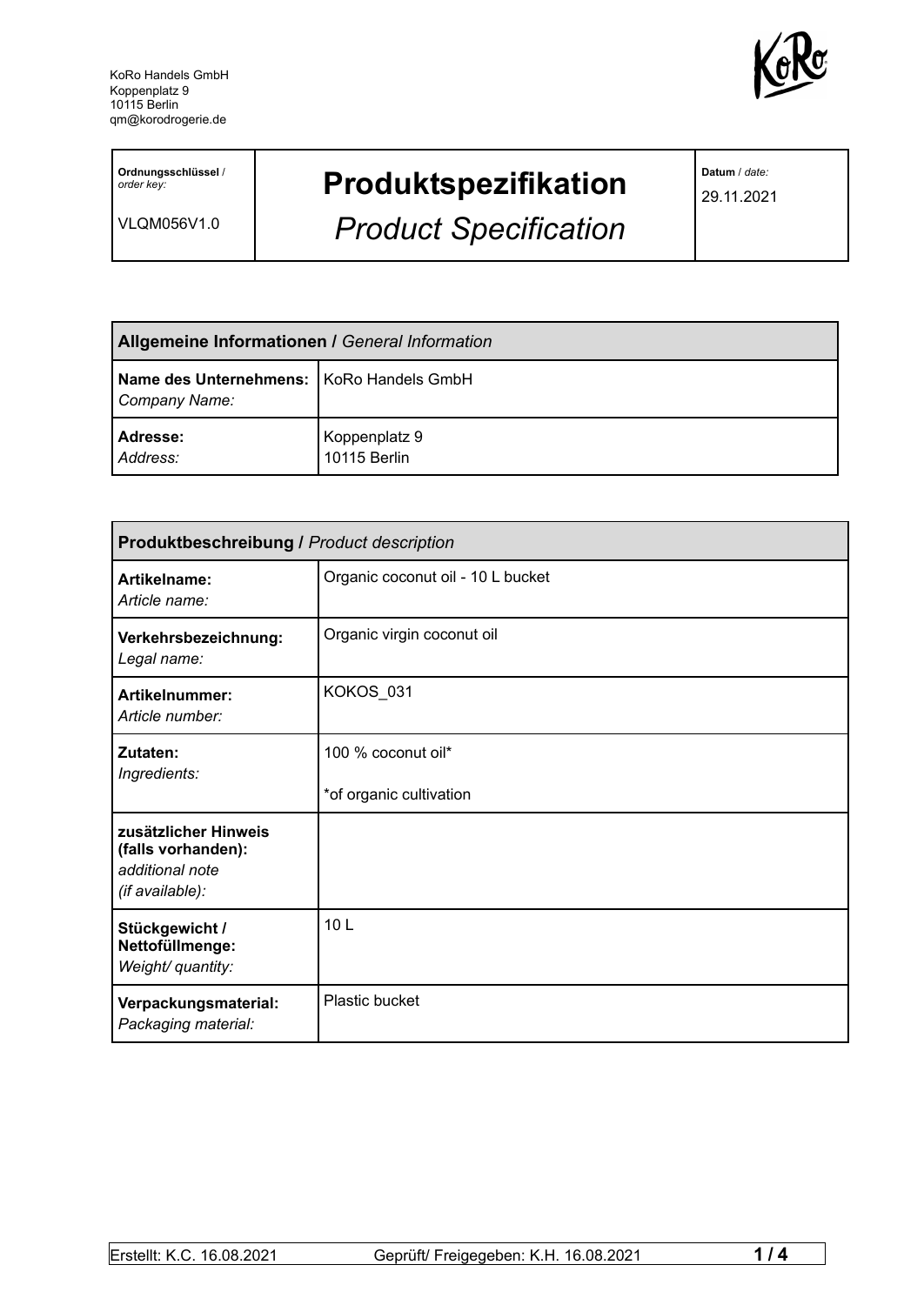KoRo Handels GmbH
Koppenplatz 9
10115 Berlin
qm@korodrogerie.de

| **Ordnungsschlüssel** / *order key:* VLQM056V1.0 | **Produktspezifikation** *Product Specification* | **Datum** / *date:* 29.11.2021 |
|---|---|---|

| **Allgemeine Informationen /** *General Information* | |
|---|---|
| **Name des Unternehmens:** *Company Name:* | KoRo Handels GmbH |
| **Adresse:** *Address:* | Koppenplatz 9 10115 Berlin |

| **Produktbeschreibung /** *Product description* | |
|---|---|
| **Artikelname:** *Article name:* | Organic coconut oil - 10 L bucket |
| **Verkehrsbezeichnung:** *Legal name:* | Organic virgin coconut oil |
| **Artikelnummer:** *Article number:* | KOKOS_031 |
| **Zutaten:** *Ingredients:* | 100 % coconut oil* <br> *of organic cultivation |
| **zusätzlicher Hinweis (falls vorhanden):** *additional note (if available):* | |
| **Stückgewicht / Nettofüllmenge:** *Weight/ quantity:* | 10 L |
| **Verpackungsmaterial:** *Packaging material:* | Plastic bucket |

Erstellt: K.C. 16.08.2021 Geprüft/ Freigegeben: K.H. 16.08.2021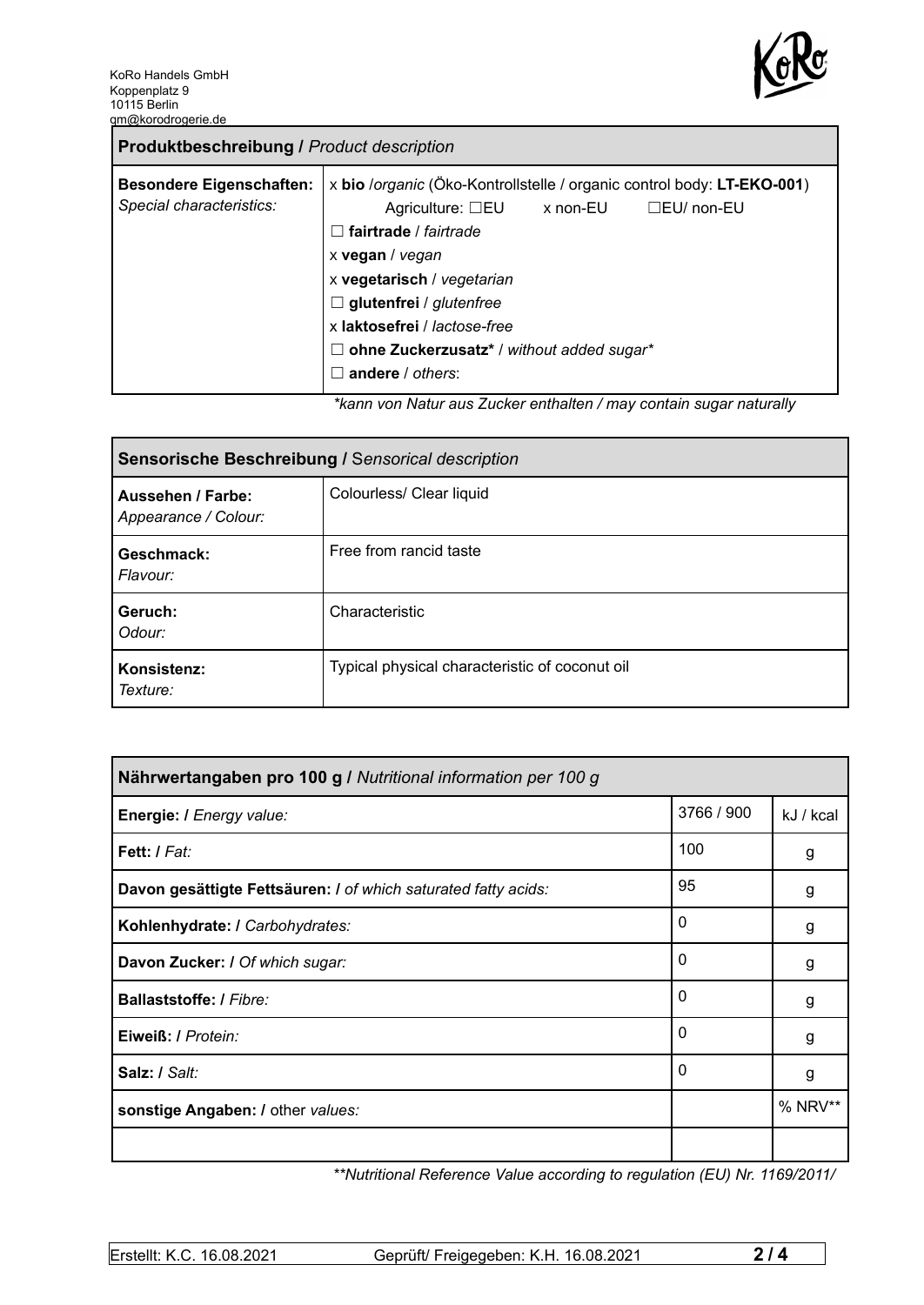KoRo Handels GmbH
Koppenplatz 9
10115 Berlin
qm@korodrogerie.de

| **Produktbeschreibung /** *Product description* | |
|---|---|
| **Besondere Eigenschaften:** *Special characteristics:* | x **bio** /*organic* (Öko-Kontrollstelle / organic control body: **LT-EKO-001**)<br>Agriculture: ☐EU x non-EU ☐EU/ non-EU<br>☐ **fairtrade** / *fairtrade*<br>x **vegan** / *vegan*<br>x **vegetarisch** / *vegetarian*<br>☐ **glutenfrei** / *glutenfree*<br>x **laktosefrei** / *lactose-free*<br>☐ **ohne Zuckerzusatz*** / *without added sugar**<br>☐ **andere** / *others*: |

*\*kann von Natur aus Zucker enthalten / may contain sugar naturally*

| **Sensorische Beschreibung /** *Sensorical description* | |
|---|---|
| **Aussehen / Farbe:** *Appearance / Colour:* | Colourless/ Clear liquid |
| **Geschmack:** *Flavour:* | Free from rancid taste |
| **Geruch:** *Odour:* | Characteristic |
| **Konsistenz:** *Texture:* | Typical physical characteristic of coconut oil |

| **Nährwertangaben pro 100 g /** *Nutritional information per 100 g* | | |
|---|---|---|
| **Energie: /** *Energy value:* | 3766 / 900 | kJ / kcal |
| **Fett: /** *Fat:* | 100 | g |
| **Davon gesättigte Fettsäuren: /** *of which saturated fatty acids:* | 95 | g |
| **Kohlenhydrate: /** *Carbohydrates:* | 0 | g |
| **Davon Zucker: /** *Of which sugar:* | 0 | g |
| **Ballaststoffe: /** *Fibre:* | 0 | g |
| **Eiweiß: /** *Protein:* | 0 | g |
| **Salz: /** *Salt:* | 0 | g |
| **sonstige Angaben: /** other *values:* | | % NRV** |
| | | |

*\*\*Nutritional Reference Value according to regulation (EU) Nr. 1169/2011/*

Erstellt: K.C. 16.08.2021 | Geprüft/ Freigegeben: K.H. 16.08.2021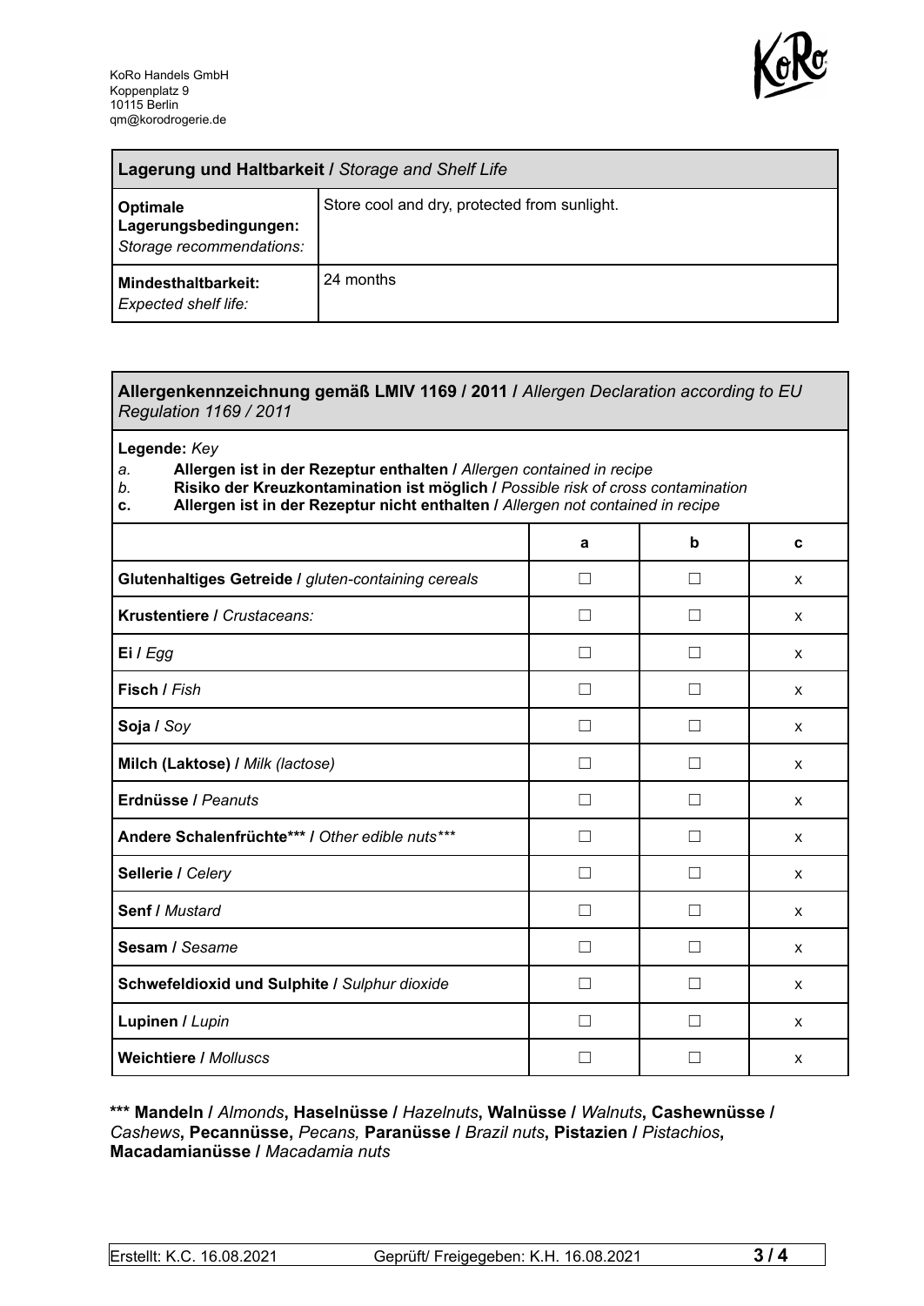KoRo Handels GmbH
Koppenplatz 9
10115 Berlin
qm@korodrogerie.de

| **Lagerung und Haltbarkeit /** *Storage and Shelf Life* | |
|---|---|
| **Optimale Lagerungsbedingungen:** *Storage recommendations:* | Store cool and dry, protected from sunlight. |
| **Mindesthaltbarkeit:** *Expected shelf life:* | 24 months |

**Allergenkennzeichnung gemäß LMIV 1169 / 2011 /** *Allergen Declaration according to EU Regulation 1169 / 2011*

**Legende:** *Key*

*a.* **Allergen ist in der Rezeptur enthalten /** *Allergen contained in recipe*
*b.* **Risiko der Kreuzkontamination ist möglich /** *Possible risk of cross contamination*
**c. Allergen ist in der Rezeptur nicht enthalten /** *Allergen not contained in recipe*

| | a | b | c |
|---|---|---|---|
| **Glutenhaltiges Getreide /** *gluten-containing cereals* | ☐ | ☐ | x |
| **Krustentiere /** *Crustaceans:* | ☐ | ☐ | x |
| **Ei /** *Egg* | ☐ | ☐ | x |
| **Fisch /** *Fish* | ☐ | ☐ | x |
| **Soja /** *Soy* | ☐ | ☐ | x |
| **Milch (Laktose) /** *Milk (lactose)* | ☐ | ☐ | x |
| **Erdnüsse /** *Peanuts* | ☐ | ☐ | x |
| **Andere Schalenfrüchte*** /** *Other edible nuts**** | ☐ | ☐ | x |
| **Sellerie /** *Celery* | ☐ | ☐ | x |
| **Senf /** *Mustard* | ☐ | ☐ | x |
| **Sesam /** *Sesame* | ☐ | ☐ | x |
| **Schwefeldioxid und Sulphite /** *Sulphur dioxide* | ☐ | ☐ | x |
| **Lupinen /** *Lupin* | ☐ | ☐ | x |
| **Weichtiere /** *Molluscs* | ☐ | ☐ | x |

**\*\*\* Mandeln /** *Almonds*, **Haselnüsse /** *Hazelnuts*, **Walnüsse /** *Walnuts*, **Cashewnüsse /** *Cashews*, **Pecannüsse,** *Pecans,* **Paranüsse /** *Brazil nuts*, **Pistazien /** *Pistachios*, **Macadamianüsse /** *Macadamia nuts*

Erstellt: K.C. 16.08.2021 Geprüft/ Freigegeben: K.H. 16.08.2021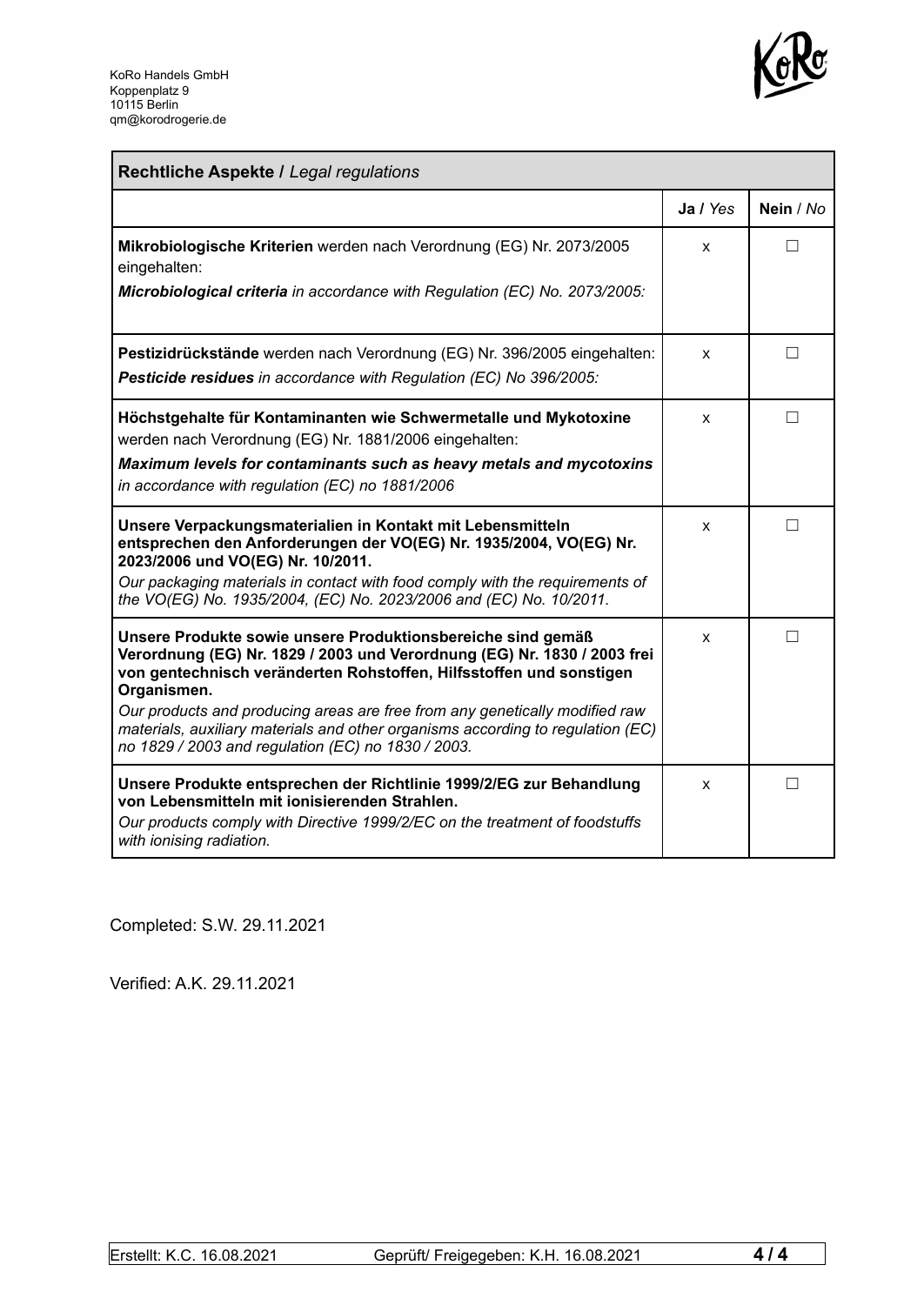KoRo Handels GmbH
Koppenplatz 9
10115 Berlin
qm@korodrogerie.de

| **Rechtliche Aspekte /** *Legal regulations* | | |
|---|---|---|
| | **Ja /** *Yes* | **Nein** / *No* |
| **Mikrobiologische Kriterien** werden nach Verordnung (EG) Nr. 2073/2005 eingehalten: ***Microbiological criteria*** *in accordance with Regulation (EC) No. 2073/2005:* | x | ☐ |
| **Pestizidrückstände** werden nach Verordnung (EG) Nr. 396/2005 eingehalten: ***Pesticide residues*** *in accordance with Regulation (EC) No 396/2005:* | x | ☐ |
| **Höchstgehalte für Kontaminanten wie Schwermetalle und Mykotoxine** werden nach Verordnung (EG) Nr. 1881/2006 eingehalten: ***Maximum levels for contaminants such as heavy metals and mycotoxins*** *in accordance with regulation (EC) no 1881/2006* | x | ☐ |
| **Unsere Verpackungsmaterialien in Kontakt mit Lebensmitteln entsprechen den Anforderungen der VO(EG) Nr. 1935/2004, VO(EG) Nr. 2023/2006 und VO(EG) Nr. 10/2011.** *Our packaging materials in contact with food comply with the requirements of the VO(EG) No. 1935/2004, (EC) No. 2023/2006 and (EC) No. 10/2011.* | x | ☐ |
| **Unsere Produkte sowie unsere Produktionsbereiche sind gemäß Verordnung (EG) Nr. 1829 / 2003 und Verordnung (EG) Nr. 1830 / 2003 frei von gentechnisch veränderten Rohstoffen, Hilfsstoffen und sonstigen Organismen.** *Our products and producing areas are free from any genetically modified raw materials, auxiliary materials and other organisms according to regulation (EC) no 1829 / 2003 and regulation (EC) no 1830 / 2003.* | x | ☐ |
| **Unsere Produkte entsprechen der Richtlinie 1999/2/EG zur Behandlung von Lebensmitteln mit ionisierenden Strahlen.** *Our products comply with Directive 1999/2/EC on the treatment of foodstuffs with ionising radiation.* | x | ☐ |

Completed: S.W. 29.11.2021

Verified: A.K. 29.11.2021

Erstellt: K.C. 16.08.2021 Geprüft/ Freigegeben: K.H. 16.08.2021